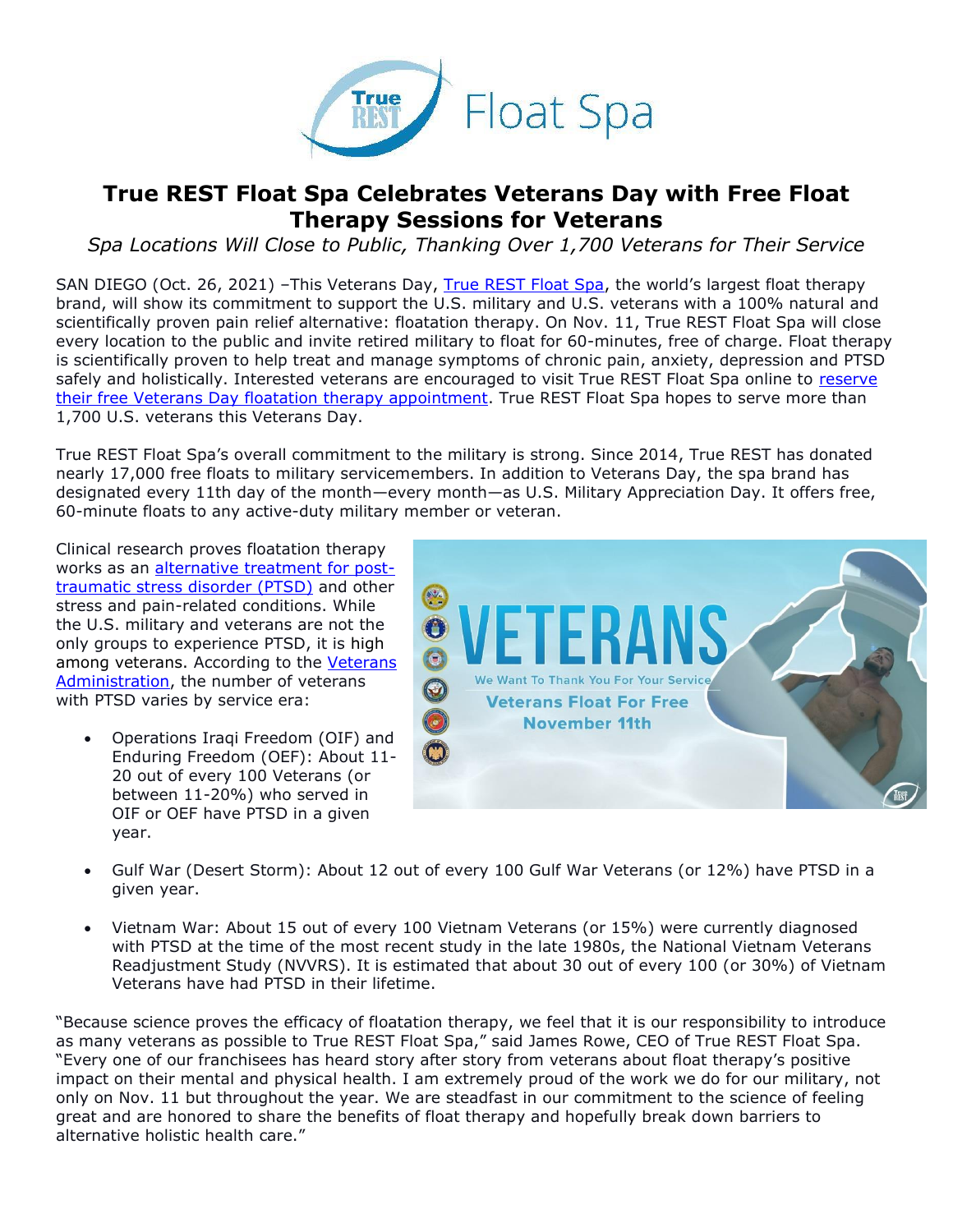# True REST Float Spa Celebrates Veterans Day with Free Float Therapy Sessions for Veterans

*Spa Locations Will Close to Public, Thanking Over 1,700 Veterans for Their Service*

SAN DIEGO (Oct. 26, 2021) –This Veterans Day, True REST Float Spa, the world's largest float therapy brand, will show its commitment to support the U.S. military and U.S. veterans with a 100% natural and scientifically proven pain relief alternative: floatation therapy. On Nov. 11, True REST Float Spa will close every location to the public and invite retired military to float for 60-minutes, free of charge. Float therapy is scientifically proven to help treat and manage symptoms of chronic pain, anxiety, depression and PTSD safely and holistically. Interested veterans are encouraged to visit True REST Float Spa online to reserve their free Veterans Day floatation therapy appointment. True REST Float Spa hopes to serve more than 1,700 U.S. veterans this Veterans Day.

True REST Float Spa's overall commitment to the military is strong. Since 2014, True REST has donated nearly 17,000 free floats to military servicemembers. In addition to Veterans Day, the spa brand has designated every 11th day of the month—every month—as U.S. Military Appreciation Day. It offers free, 60-minute floats to any active-duty military member or veteran.

Clinical research proves floatation therapy works as an alternative treatment for post-traumatic stress disorder (PTSD) and other stress and pain-related conditions. While the U.S. military and veterans are not the only groups to experience PTSD, it is high among veterans. According to the Veterans Administration, the number of veterans with PTSD varies by service era:

- Operations Iraqi Freedom (OIF) and Enduring Freedom (OEF): About 11-20 out of every 100 Veterans (or between 11-20%) who served in OIF or OEF have PTSD in a given year.
- Gulf War (Desert Storm): About 12 out of every 100 Gulf War Veterans (or 12%) have PTSD in a given year.
- Vietnam War: About 15 out of every 100 Vietnam Veterans (or 15%) were currently diagnosed with PTSD at the time of the most recent study in the late 1980s, the National Vietnam Veterans Readjustment Study (NVVRS). It is estimated that about 30 out of every 100 (or 30%) of Vietnam Veterans have had PTSD in their lifetime.

"Because science proves the efficacy of floatation therapy, we feel that it is our responsibility to introduce as many veterans as possible to True REST Float Spa," said James Rowe, CEO of True REST Float Spa. "Every one of our franchisees has heard story after story from veterans about float therapy's positive impact on their mental and physical health. I am extremely proud of the work we do for our military, not only on Nov. 11 but throughout the year. We are steadfast in our commitment to the science of feeling great and are honored to share the benefits of float therapy and hopefully break down barriers to alternative holistic health care."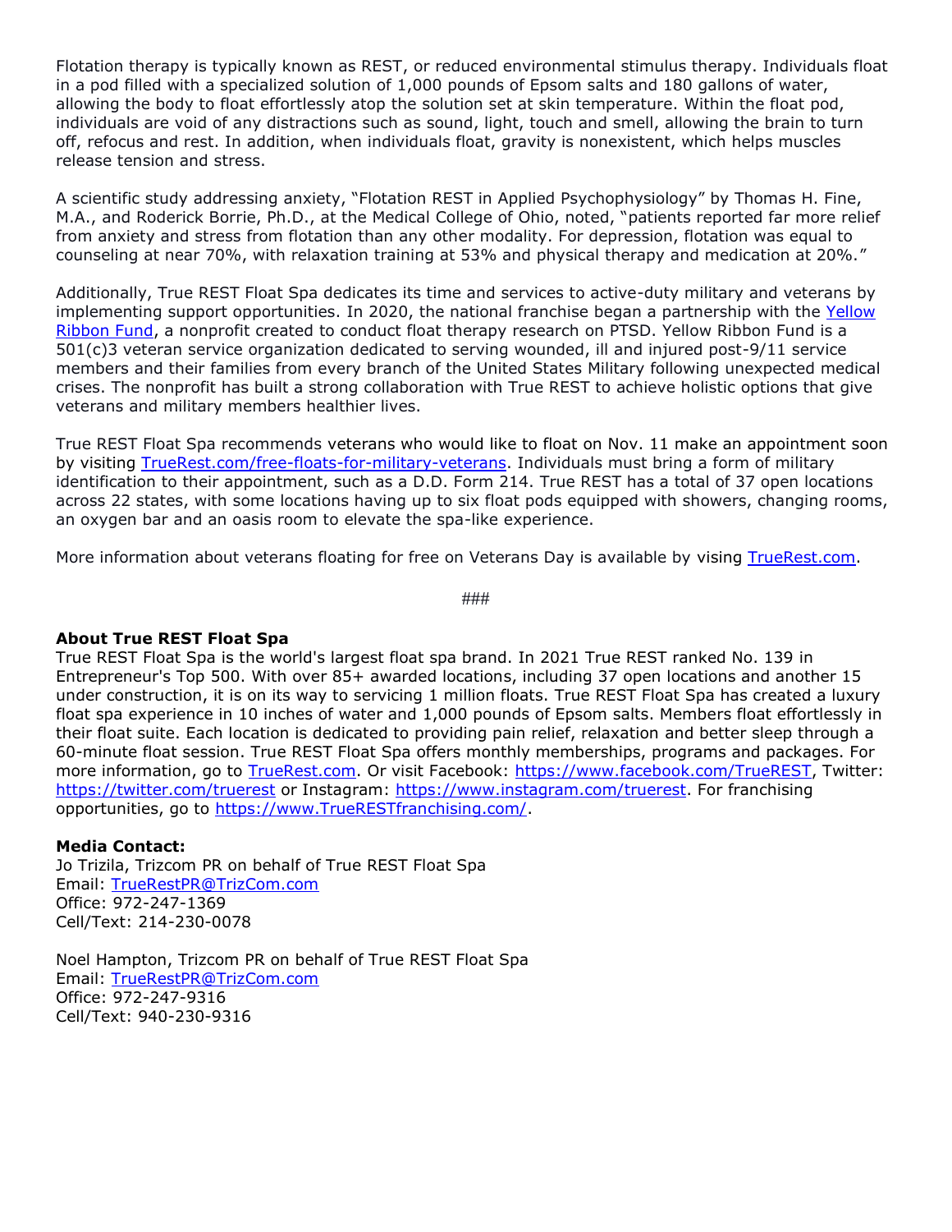Flotation therapy is typically known as REST, or reduced environmental stimulus therapy. Individuals float in a pod filled with a specialized solution of 1,000 pounds of Epsom salts and 180 gallons of water, allowing the body to float effortlessly atop the solution set at skin temperature. Within the float pod, individuals are void of any distractions such as sound, light, touch and smell, allowing the brain to turn off, refocus and rest. In addition, when individuals float, gravity is nonexistent, which helps muscles release tension and stress.

A scientific study addressing anxiety, "Flotation REST in Applied Psychophysiology" by Thomas H. Fine, M.A., and Roderick Borrie, Ph.D., at the Medical College of Ohio, noted, "patients reported far more relief from anxiety and stress from flotation than any other modality. For depression, flotation was equal to counseling at near 70%, with relaxation training at 53% and physical therapy and medication at 20%."

Additionally, True REST Float Spa dedicates its time and services to active-duty military and veterans by implementing support opportunities. In 2020, the national franchise began a partnership with the Yellow Ribbon Fund, a nonprofit created to conduct float therapy research on PTSD. Yellow Ribbon Fund is a 501(c)3 veteran service organization dedicated to serving wounded, ill and injured post-9/11 service members and their families from every branch of the United States Military following unexpected medical crises. The nonprofit has built a strong collaboration with True REST to achieve holistic options that give veterans and military members healthier lives.

True REST Float Spa recommends veterans who would like to float on Nov. 11 make an appointment soon by visiting TrueRest.com/free-floats-for-military-veterans. Individuals must bring a form of military identification to their appointment, such as a D.D. Form 214. True REST has a total of 37 open locations across 22 states, with some locations having up to six float pods equipped with showers, changing rooms, an oxygen bar and an oasis room to elevate the spa-like experience.

More information about veterans floating for free on Veterans Day is available by vising TrueRest.com.

###

**About True REST Float Spa**
True REST Float Spa is the world's largest float spa brand. In 2021 True REST ranked No. 139 in Entrepreneur's Top 500. With over 85+ awarded locations, including 37 open locations and another 15 under construction, it is on its way to servicing 1 million floats. True REST Float Spa has created a luxury float spa experience in 10 inches of water and 1,000 pounds of Epsom salts. Members float effortlessly in their float suite. Each location is dedicated to providing pain relief, relaxation and better sleep through a 60-minute float session. True REST Float Spa offers monthly memberships, programs and packages. For more information, go to TrueRest.com. Or visit Facebook: https://www.facebook.com/TrueREST, Twitter: https://twitter.com/truerest or Instagram: https://www.instagram.com/truerest. For franchising opportunities, go to https://www.TrueRESTfranchising.com/.

**Media Contact:**
Jo Trizila, Trizcom PR on behalf of True REST Float Spa
Email: TrueRestPR@TrizCom.com
Office: 972-247-1369
Cell/Text: 214-230-0078

Noel Hampton, Trizcom PR on behalf of True REST Float Spa
Email: TrueRestPR@TrizCom.com
Office: 972-247-9316
Cell/Text: 940-230-9316